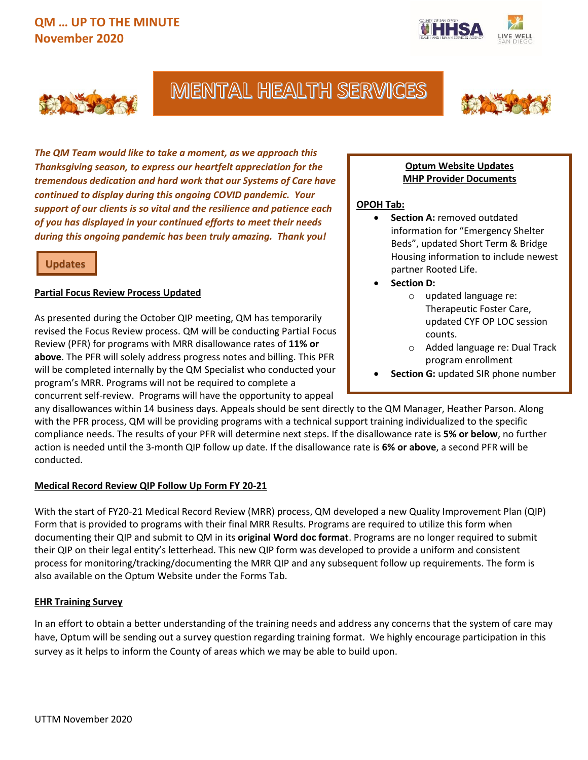# QM … UP TO THE MINUTE
## November 2020

# MENTAL HEALTH SERVICES

***The QM Team would like to take a moment, as we approach this Thanksgiving season, to express our heartfelt appreciation for the tremendous dedication and hard work that our Systems of Care have continued to display during this ongoing COVID pandemic. Your support of our clients is so vital and the resilience and patience each of you has displayed in your continued efforts to meet their needs during this ongoing pandemic has been truly amazing. Thank you!***

## Updates

### Partial Focus Review Process Updated

As presented during the October QIP meeting, QM has temporarily revised the Focus Review process. QM will be conducting Partial Focus Review (PFR) for programs with MRR disallowance rates of **11% or above**. The PFR will solely address progress notes and billing. This PFR will be completed internally by the QM Specialist who conducted your program's MRR. Programs will not be required to complete a concurrent self-review. Programs will have the opportunity to appeal any disallowances within 14 business days. Appeals should be sent directly to the QM Manager, Heather Parson. Along with the PFR process, QM will be providing programs with a technical support training individualized to the specific compliance needs. The results of your PFR will determine next steps. If the disallowance rate is **5% or below**, no further action is needed until the 3-month QIP follow up date. If the disallowance rate is **6% or above**, a second PFR will be conducted.

### Optum Website Updates
### MHP Provider Documents

**OPOH Tab:**

- **Section A:** removed outdated information for "Emergency Shelter Beds", updated Short Term & Bridge Housing information to include newest partner Rooted Life.
- **Section D:**
  - updated language re: Therapeutic Foster Care, updated CYF OP LOC session counts.
  - Added language re: Dual Track program enrollment
- **Section G:** updated SIR phone number

### Medical Record Review QIP Follow Up Form FY 20-21

With the start of FY20-21 Medical Record Review (MRR) process, QM developed a new Quality Improvement Plan (QIP) Form that is provided to programs with their final MRR Results. Programs are required to utilize this form when documenting their QIP and submit to QM in its **original Word doc format**. Programs are no longer required to submit their QIP on their legal entity's letterhead. This new QIP form was developed to provide a uniform and consistent process for monitoring/tracking/documenting the MRR QIP and any subsequent follow up requirements. The form is also available on the Optum Website under the Forms Tab.

### EHR Training Survey

In an effort to obtain a better understanding of the training needs and address any concerns that the system of care may have, Optum will be sending out a survey question regarding training format. We highly encourage participation in this survey as it helps to inform the County of areas which we may be able to build upon.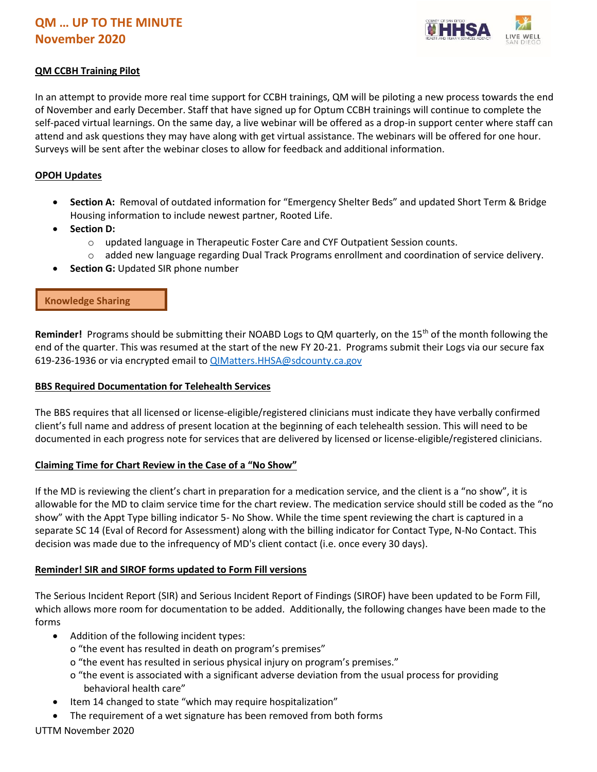# QM … UP TO THE MINUTE
## November 2020

**QM CCBH Training Pilot**

In an attempt to provide more real time support for CCBH trainings, QM will be piloting a new process towards the end of November and early December. Staff that have signed up for Optum CCBH trainings will continue to complete the self-paced virtual learnings. On the same day, a live webinar will be offered as a drop-in support center where staff can attend and ask questions they may have along with get virtual assistance. The webinars will be offered for one hour. Surveys will be sent after the webinar closes to allow for feedback and additional information.

**OPOH Updates**

- **Section A:** Removal of outdated information for "Emergency Shelter Beds" and updated Short Term & Bridge Housing information to include newest partner, Rooted Life.
- **Section D:**
  - updated language in Therapeutic Foster Care and CYF Outpatient Session counts.
  - added new language regarding Dual Track Programs enrollment and coordination of service delivery.
- **Section G:** Updated SIR phone number

**Knowledge Sharing**

**Reminder!** Programs should be submitting their NOABD Logs to QM quarterly, on the 15th of the month following the end of the quarter. This was resumed at the start of the new FY 20-21. Programs submit their Logs via our secure fax 619-236-1936 or via encrypted email to QIMatters.HHSA@sdcounty.ca.gov

**BBS Required Documentation for Telehealth Services**

The BBS requires that all licensed or license-eligible/registered clinicians must indicate they have verbally confirmed client's full name and address of present location at the beginning of each telehealth session. This will need to be documented in each progress note for services that are delivered by licensed or license-eligible/registered clinicians.

**Claiming Time for Chart Review in the Case of a "No Show"**

If the MD is reviewing the client's chart in preparation for a medication service, and the client is a "no show", it is allowable for the MD to claim service time for the chart review. The medication service should still be coded as the "no show" with the Appt Type billing indicator 5- No Show. While the time spent reviewing the chart is captured in a separate SC 14 (Eval of Record for Assessment) along with the billing indicator for Contact Type, N-No Contact. This decision was made due to the infrequency of MD's client contact (i.e. once every 30 days).

**Reminder! SIR and SIROF forms updated to Form Fill versions**

The Serious Incident Report (SIR) and Serious Incident Report of Findings (SIROF) have been updated to be Form Fill, which allows more room for documentation to be added. Additionally, the following changes have been made to the forms

- Addition of the following incident types:
  - "the event has resulted in death on program's premises"
  - "the event has resulted in serious physical injury on program's premises."
  - "the event is associated with a significant adverse deviation from the usual process for providing behavioral health care"
- Item 14 changed to state "which may require hospitalization"
- The requirement of a wet signature has been removed from both forms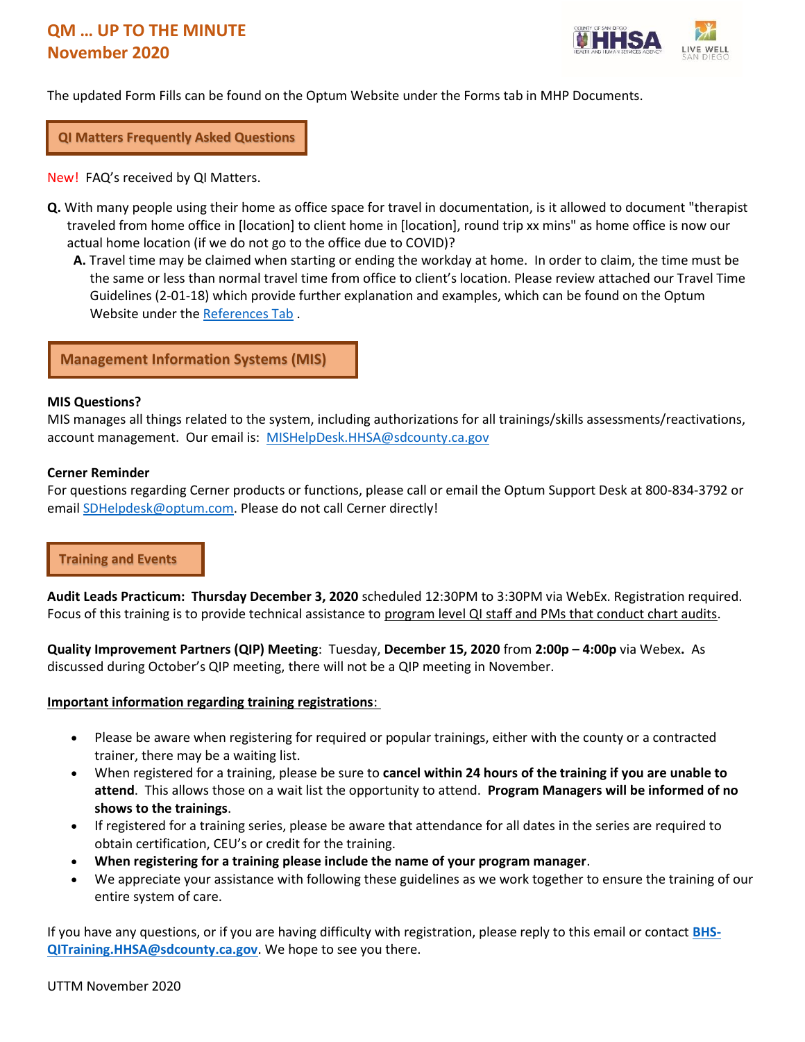# QM … UP TO THE MINUTE
## November 2020

The updated Form Fills can be found on the Optum Website under the Forms tab in MHP Documents.

## QI Matters Frequently Asked Questions

New! FAQ's received by QI Matters.

**Q.** With many people using their home as office space for travel in documentation, is it allowed to document "therapist traveled from home office in [location] to client home in [location], round trip xx mins" as home office is now our actual home location (if we do not go to the office due to COVID)?

**A.** Travel time may be claimed when starting or ending the workday at home. In order to claim, the time must be the same or less than normal travel time from office to client's location. Please review attached our Travel Time Guidelines (2-01-18) which provide further explanation and examples, which can be found on the Optum Website under the References Tab .

## Management Information Systems (MIS)

**MIS Questions?**
MIS manages all things related to the system, including authorizations for all trainings/skills assessments/reactivations, account management. Our email is: MISHelpDesk.HHSA@sdcounty.ca.gov

**Cerner Reminder**
For questions regarding Cerner products or functions, please call or email the Optum Support Desk at 800-834-3792 or email SDHelpdesk@optum.com. Please do not call Cerner directly!

## Training and Events

**Audit Leads Practicum: Thursday December 3, 2020** scheduled 12:30PM to 3:30PM via WebEx. Registration required. Focus of this training is to provide technical assistance to program level QI staff and PMs that conduct chart audits.

**Quality Improvement Partners (QIP) Meeting**: Tuesday, **December 15, 2020** from **2:00p – 4:00p** via Webex**.** As discussed during October's QIP meeting, there will not be a QIP meeting in November.

**Important information regarding training registrations**:

- Please be aware when registering for required or popular trainings, either with the county or a contracted trainer, there may be a waiting list.
- When registered for a training, please be sure to **cancel within 24 hours of the training if you are unable to attend**. This allows those on a wait list the opportunity to attend. **Program Managers will be informed of no shows to the trainings**.
- If registered for a training series, please be aware that attendance for all dates in the series are required to obtain certification, CEU's or credit for the training.
- **When registering for a training please include the name of your program manager**.
- We appreciate your assistance with following these guidelines as we work together to ensure the training of our entire system of care.

If you have any questions, or if you are having difficulty with registration, please reply to this email or contact **BHS-QITraining.HHSA@sdcounty.ca.gov**. We hope to see you there.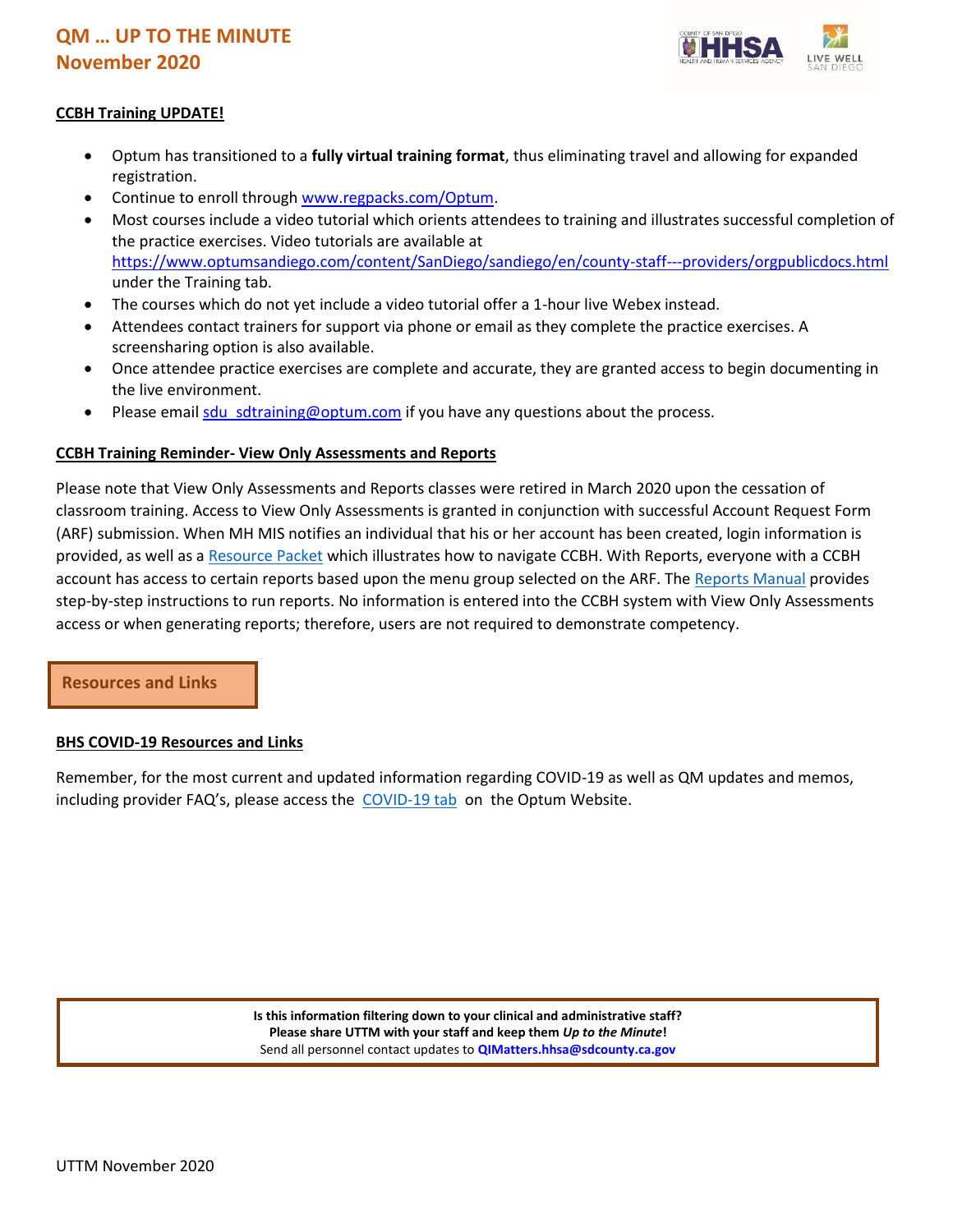**CCBH Training UPDATE!**

- Optum has transitioned to a **fully virtual training format**, thus eliminating travel and allowing for expanded registration.
- Continue to enroll through [www.regpacks.com/Optum](www.regpacks.com/Optum).
- Most courses include a video tutorial which orients attendees to training and illustrates successful completion of the practice exercises. Video tutorials are available at https://www.optumsandiego.com/content/SanDiego/sandiego/en/county-staff---providers/orgpublicdocs.html under the Training tab.
- The courses which do not yet include a video tutorial offer a 1-hour live Webex instead.
- Attendees contact trainers for support via phone or email as they complete the practice exercises. A screensharing option is also available.
- Once attendee practice exercises are complete and accurate, they are granted access to begin documenting in the live environment.
- Please email sdu_sdtraining@optum.com if you have any questions about the process.

**CCBH Training Reminder- View Only Assessments and Reports**

Please note that View Only Assessments and Reports classes were retired in March 2020 upon the cessation of classroom training. Access to View Only Assessments is granted in conjunction with successful Account Request Form (ARF) submission. When MH MIS notifies an individual that his or her account has been created, login information is provided, as well as a Resource Packet which illustrates how to navigate CCBH. With Reports, everyone with a CCBH account has access to certain reports based upon the menu group selected on the ARF. The Reports Manual provides step-by-step instructions to run reports. No information is entered into the CCBH system with View Only Assessments access or when generating reports; therefore, users are not required to demonstrate competency.

## Resources and Links

**BHS COVID-19 Resources and Links**

Remember, for the most current and updated information regarding COVID-19 as well as QM updates and memos, including provider FAQ's, please access the COVID-19 tab on the Optum Website.

**Is this information filtering down to your clinical and administrative staff?**
**Please share UTTM with your staff and keep them *Up to the Minute*!**
Send all personnel contact updates to **QIMatters.hhsa@sdcounty.ca.gov**